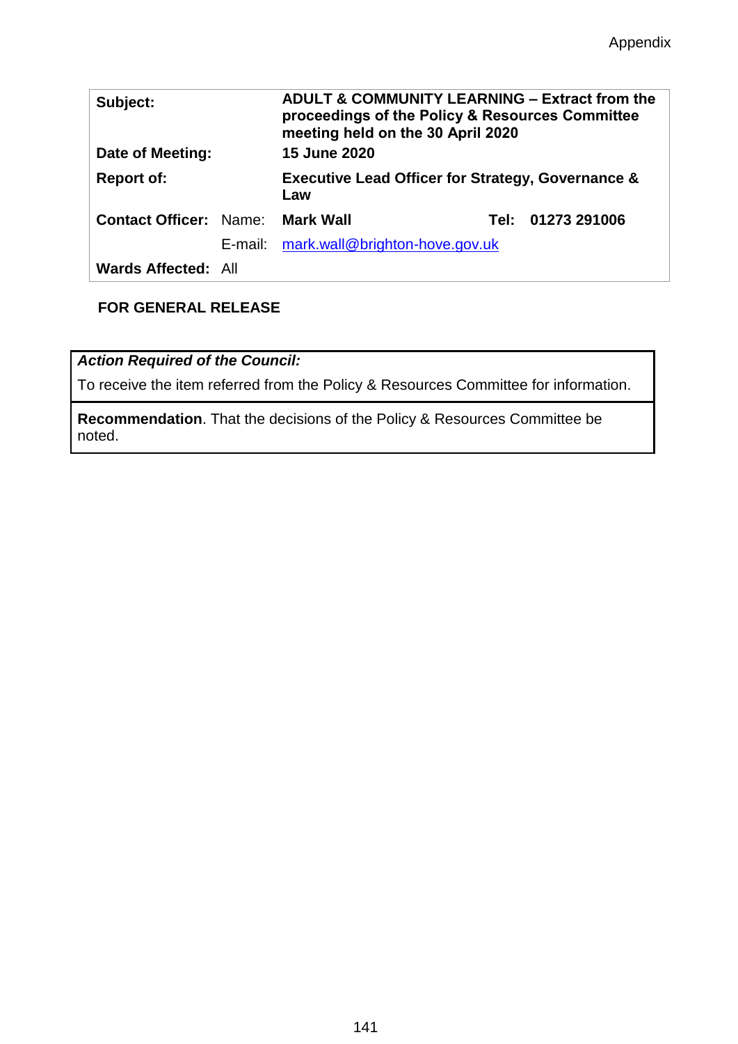Appendix

| Subject: | | ADULT & COMMUNITY LEARNING – Extract from the proceedings of the Policy & Resources Committee meeting held on the 30 April 2020 | | |
|---|---|---|---|---|
| **Date of Meeting:** | | **15 June 2020** | | |
| **Report of:** | | **Executive Lead Officer for Strategy, Governance & Law** | | |
| **Contact Officer:** | Name: | **Mark Wall** | **Tel:** | **01273 291006** |
| | E-mail: | mark.wall@brighton-hove.gov.uk | | |
| **Wards Affected:** | All | | | |

**FOR GENERAL RELEASE**

***Action Required of the Council:***

To receive the item referred from the Policy & Resources Committee for information.

**Recommendation**. That the decisions of the Policy & Resources Committee be noted.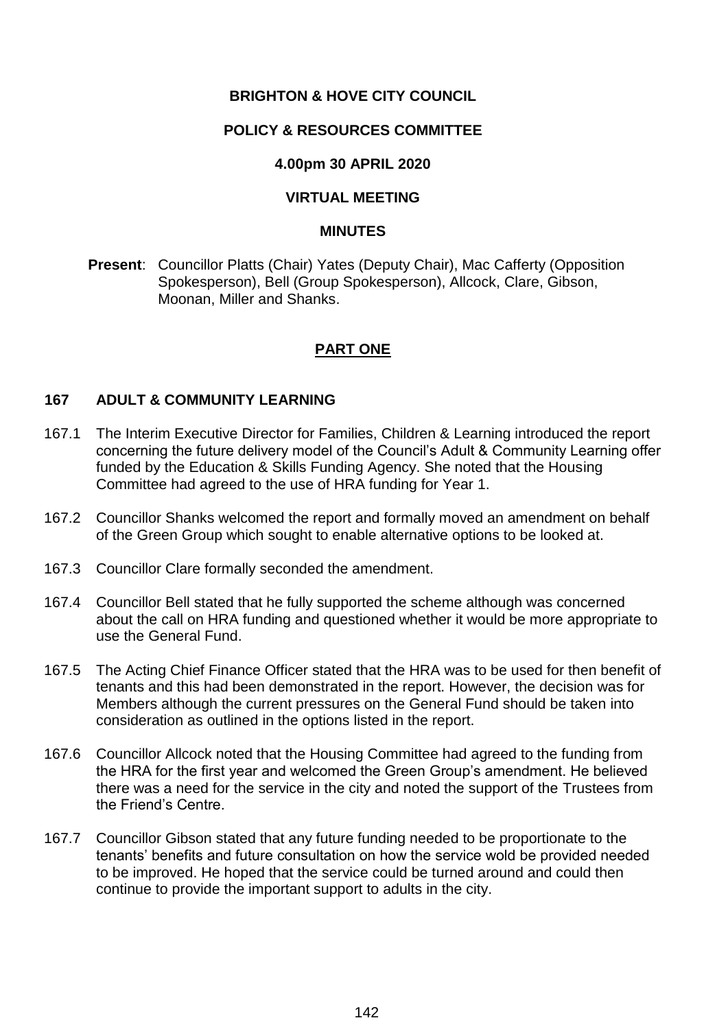**BRIGHTON & HOVE CITY COUNCIL**

**POLICY & RESOURCES COMMITTEE**

**4.00pm 30 APRIL 2020**

**VIRTUAL MEETING**

**MINUTES**

**Present**: Councillor Platts (Chair) Yates (Deputy Chair), Mac Cafferty (Opposition Spokesperson), Bell (Group Spokesperson), Allcock, Clare, Gibson, Moonan, Miller and Shanks.

**PART ONE**

**167 ADULT & COMMUNITY LEARNING**

167.1 The Interim Executive Director for Families, Children & Learning introduced the report concerning the future delivery model of the Council's Adult & Community Learning offer funded by the Education & Skills Funding Agency. She noted that the Housing Committee had agreed to the use of HRA funding for Year 1.

167.2 Councillor Shanks welcomed the report and formally moved an amendment on behalf of the Green Group which sought to enable alternative options to be looked at.

167.3 Councillor Clare formally seconded the amendment.

167.4 Councillor Bell stated that he fully supported the scheme although was concerned about the call on HRA funding and questioned whether it would be more appropriate to use the General Fund.

167.5 The Acting Chief Finance Officer stated that the HRA was to be used for then benefit of tenants and this had been demonstrated in the report. However, the decision was for Members although the current pressures on the General Fund should be taken into consideration as outlined in the options listed in the report.

167.6 Councillor Allcock noted that the Housing Committee had agreed to the funding from the HRA for the first year and welcomed the Green Group's amendment. He believed there was a need for the service in the city and noted the support of the Trustees from the Friend's Centre.

167.7 Councillor Gibson stated that any future funding needed to be proportionate to the tenants' benefits and future consultation on how the service wold be provided needed to be improved. He hoped that the service could be turned around and could then continue to provide the important support to adults in the city.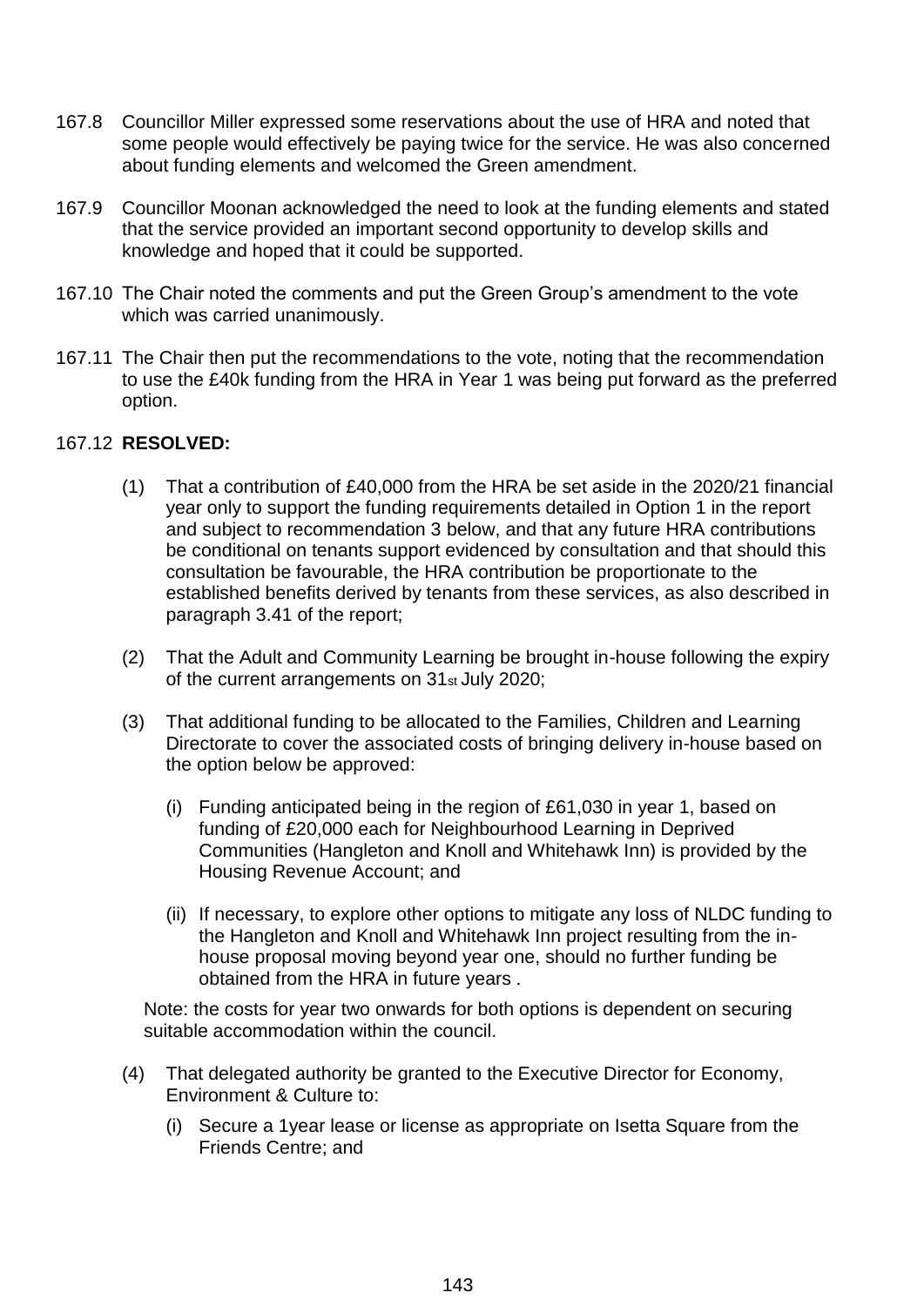167.8 Councillor Miller expressed some reservations about the use of HRA and noted that some people would effectively be paying twice for the service. He was also concerned about funding elements and welcomed the Green amendment.

167.9 Councillor Moonan acknowledged the need to look at the funding elements and stated that the service provided an important second opportunity to develop skills and knowledge and hoped that it could be supported.

167.10 The Chair noted the comments and put the Green Group's amendment to the vote which was carried unanimously.

167.11 The Chair then put the recommendations to the vote, noting that the recommendation to use the £40k funding from the HRA in Year 1 was being put forward as the preferred option.

167.12 **RESOLVED:**

(1) That a contribution of £40,000 from the HRA be set aside in the 2020/21 financial year only to support the funding requirements detailed in Option 1 in the report and subject to recommendation 3 below, and that any future HRA contributions be conditional on tenants support evidenced by consultation and that should this consultation be favourable, the HRA contribution be proportionate to the established benefits derived by tenants from these services, as also described in paragraph 3.41 of the report;

(2) That the Adult and Community Learning be brought in-house following the expiry of the current arrangements on 31st July 2020;

(3) That additional funding to be allocated to the Families, Children and Learning Directorate to cover the associated costs of bringing delivery in-house based on the option below be approved:

   (i) Funding anticipated being in the region of £61,030 in year 1, based on funding of £20,000 each for Neighbourhood Learning in Deprived Communities (Hangleton and Knoll and Whitehawk Inn) is provided by the Housing Revenue Account; and

   (ii) If necessary, to explore other options to mitigate any loss of NLDC funding to the Hangleton and Knoll and Whitehawk Inn project resulting from the in-house proposal moving beyond year one, should no further funding be obtained from the HRA in future years .

Note: the costs for year two onwards for both options is dependent on securing suitable accommodation within the council.

(4) That delegated authority be granted to the Executive Director for Economy, Environment & Culture to:

   (i) Secure a 1year lease or license as appropriate on Isetta Square from the Friends Centre; and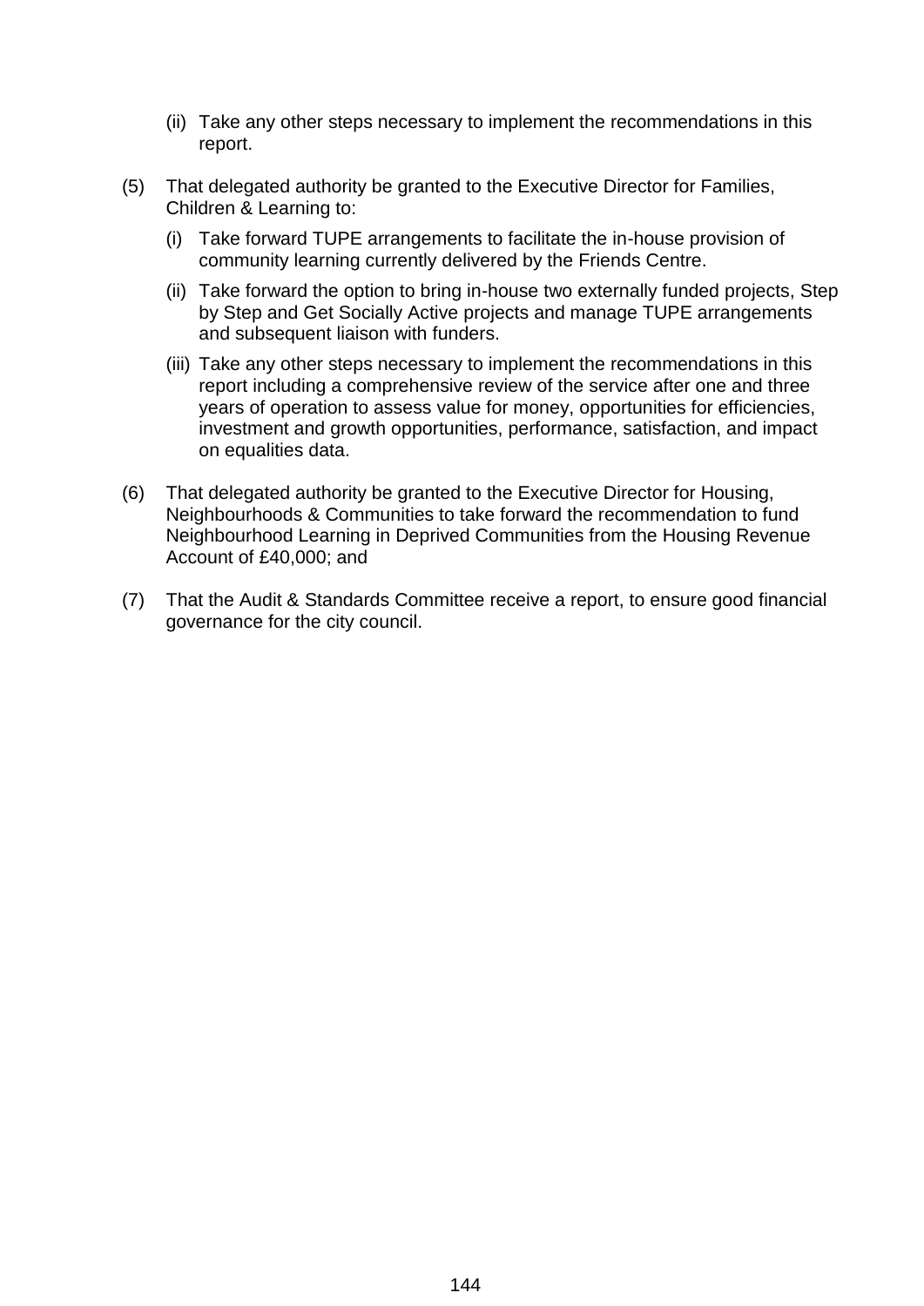(ii) Take any other steps necessary to implement the recommendations in this report.

(5) That delegated authority be granted to the Executive Director for Families, Children & Learning to:

(i) Take forward TUPE arrangements to facilitate the in-house provision of community learning currently delivered by the Friends Centre.

(ii) Take forward the option to bring in-house two externally funded projects, Step by Step and Get Socially Active projects and manage TUPE arrangements and subsequent liaison with funders.

(iii) Take any other steps necessary to implement the recommendations in this report including a comprehensive review of the service after one and three years of operation to assess value for money, opportunities for efficiencies, investment and growth opportunities, performance, satisfaction, and impact on equalities data.

(6) That delegated authority be granted to the Executive Director for Housing, Neighbourhoods & Communities to take forward the recommendation to fund Neighbourhood Learning in Deprived Communities from the Housing Revenue Account of £40,000; and

(7) That the Audit & Standards Committee receive a report, to ensure good financial governance for the city council.